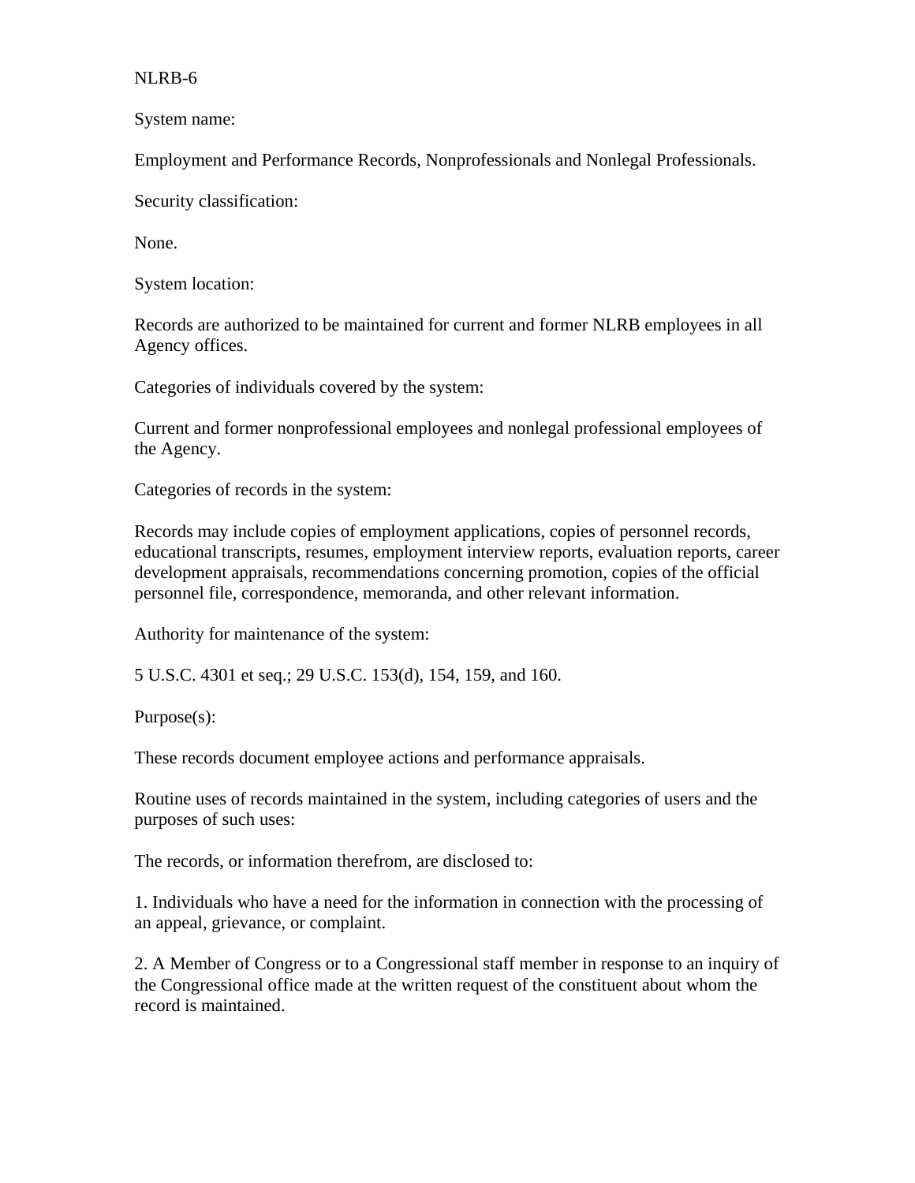NLRB-6

System name:

Employment and Performance Records, Nonprofessionals and Nonlegal Professionals.

Security classification:

None.

System location:

Records are authorized to be maintained for current and former NLRB employees in all Agency offices.

Categories of individuals covered by the system:

Current and former nonprofessional employees and nonlegal professional employees of the Agency.

Categories of records in the system:

Records may include copies of employment applications, copies of personnel records, educational transcripts, resumes, employment interview reports, evaluation reports, career development appraisals, recommendations concerning promotion, copies of the official personnel file, correspondence, memoranda, and other relevant information.

Authority for maintenance of the system:

5 U.S.C. 4301 et seq.; 29 U.S.C. 153(d), 154, 159, and 160.

Purpose(s):

These records document employee actions and performance appraisals.

Routine uses of records maintained in the system, including categories of users and the purposes of such uses:

The records, or information therefrom, are disclosed to:

1. Individuals who have a need for the information in connection with the processing of an appeal, grievance, or complaint.

2. A Member of Congress or to a Congressional staff member in response to an inquiry of the Congressional office made at the written request of the constituent about whom the record is maintained.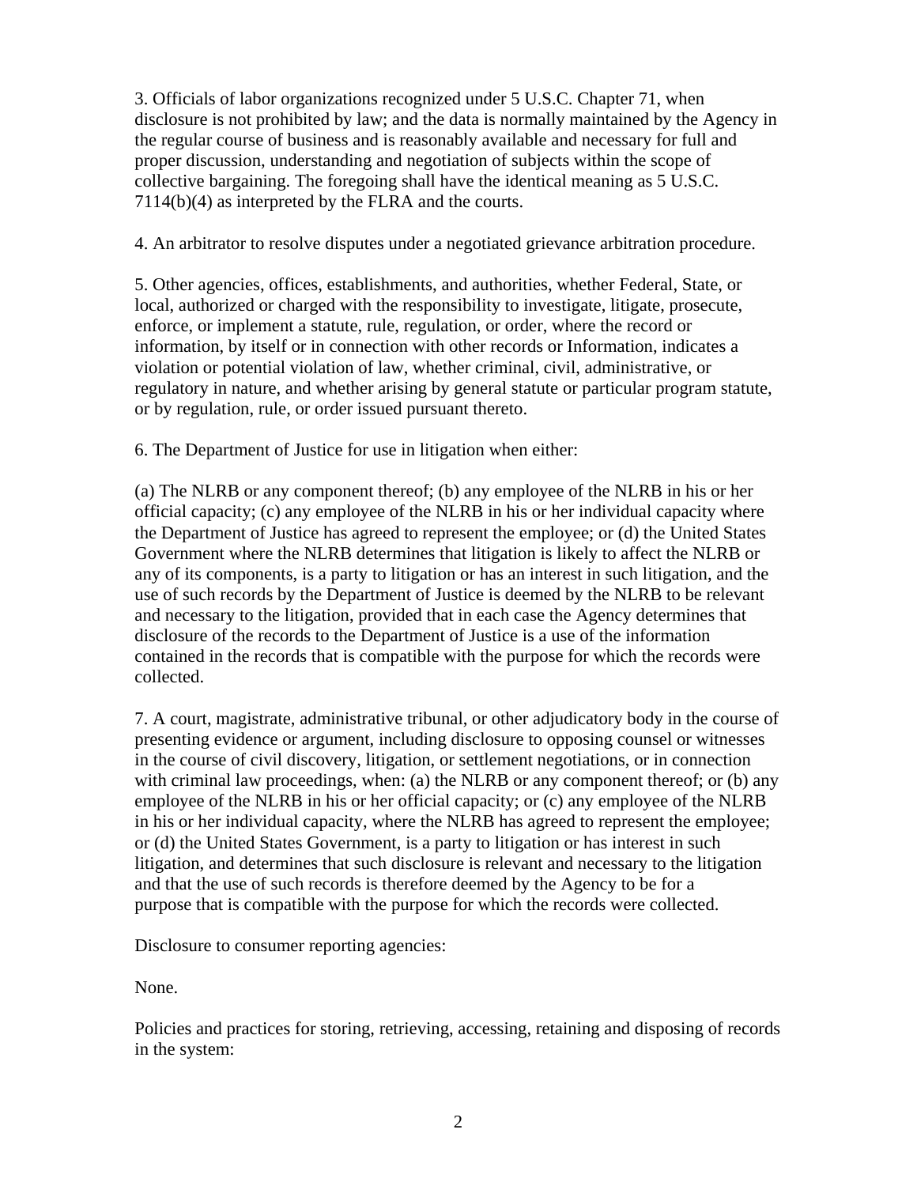3. Officials of labor organizations recognized under 5 U.S.C. Chapter 71, when disclosure is not prohibited by law; and the data is normally maintained by the Agency in the regular course of business and is reasonably available and necessary for full and proper discussion, understanding and negotiation of subjects within the scope of collective bargaining. The foregoing shall have the identical meaning as 5 U.S.C. 7114(b)(4) as interpreted by the FLRA and the courts.

4. An arbitrator to resolve disputes under a negotiated grievance arbitration procedure.

5. Other agencies, offices, establishments, and authorities, whether Federal, State, or local, authorized or charged with the responsibility to investigate, litigate, prosecute, enforce, or implement a statute, rule, regulation, or order, where the record or information, by itself or in connection with other records or Information, indicates a violation or potential violation of law, whether criminal, civil, administrative, or regulatory in nature, and whether arising by general statute or particular program statute, or by regulation, rule, or order issued pursuant thereto.

6. The Department of Justice for use in litigation when either:

(a) The NLRB or any component thereof; (b) any employee of the NLRB in his or her official capacity; (c) any employee of the NLRB in his or her individual capacity where the Department of Justice has agreed to represent the employee; or (d) the United States Government where the NLRB determines that litigation is likely to affect the NLRB or any of its components, is a party to litigation or has an interest in such litigation, and the use of such records by the Department of Justice is deemed by the NLRB to be relevant and necessary to the litigation, provided that in each case the Agency determines that disclosure of the records to the Department of Justice is a use of the information contained in the records that is compatible with the purpose for which the records were collected.

7. A court, magistrate, administrative tribunal, or other adjudicatory body in the course of presenting evidence or argument, including disclosure to opposing counsel or witnesses in the course of civil discovery, litigation, or settlement negotiations, or in connection with criminal law proceedings, when: (a) the NLRB or any component thereof; or (b) any employee of the NLRB in his or her official capacity; or (c) any employee of the NLRB in his or her individual capacity, where the NLRB has agreed to represent the employee; or (d) the United States Government, is a party to litigation or has interest in such litigation, and determines that such disclosure is relevant and necessary to the litigation and that the use of such records is therefore deemed by the Agency to be for a purpose that is compatible with the purpose for which the records were collected.

Disclosure to consumer reporting agencies:

None.

Policies and practices for storing, retrieving, accessing, retaining and disposing of records in the system: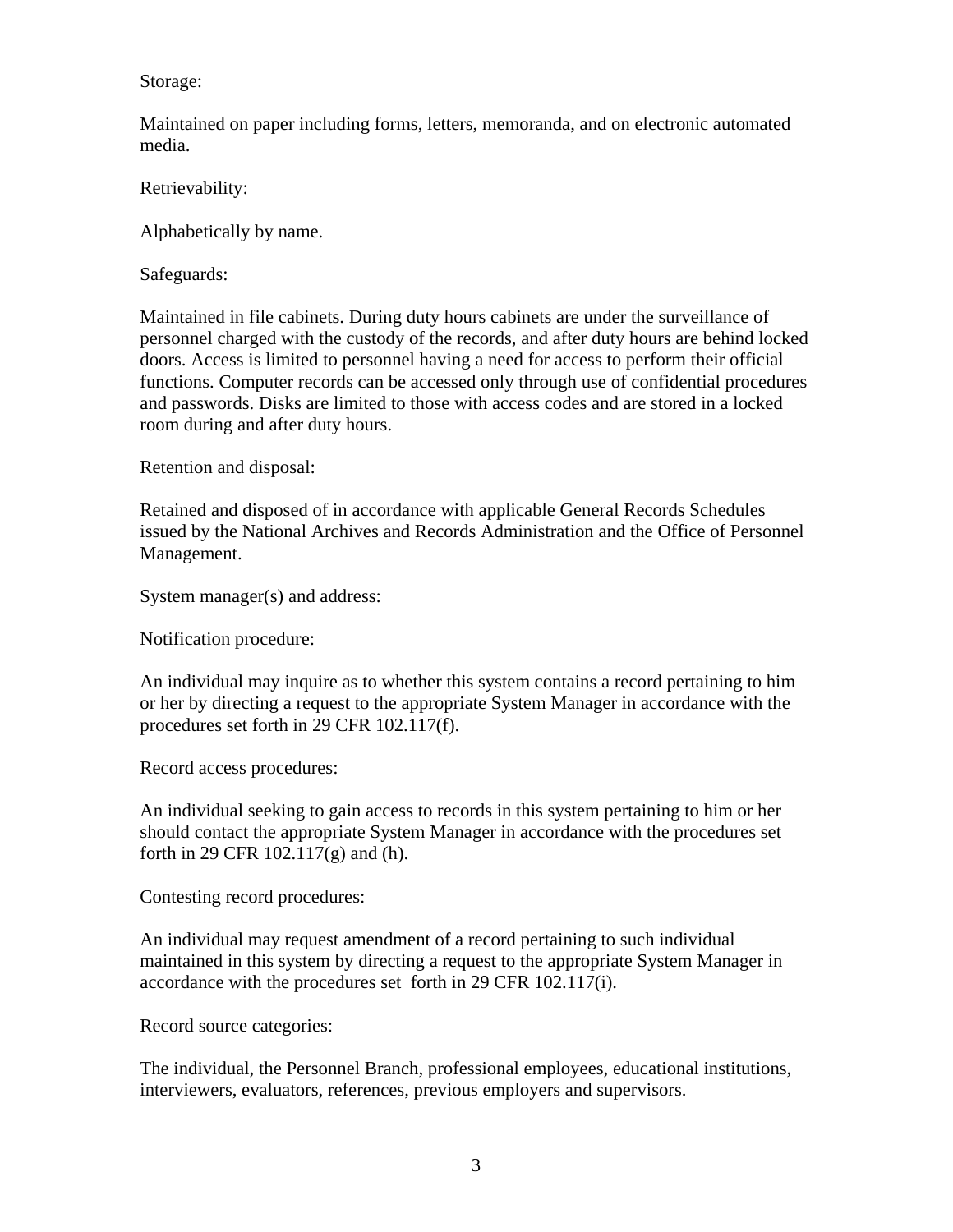Storage:

Maintained on paper including forms, letters, memoranda, and on electronic automated media.

Retrievability:

Alphabetically by name.

Safeguards:

Maintained in file cabinets. During duty hours cabinets are under the surveillance of personnel charged with the custody of the records, and after duty hours are behind locked doors. Access is limited to personnel having a need for access to perform their official functions. Computer records can be accessed only through use of confidential procedures and passwords. Disks are limited to those with access codes and are stored in a locked room during and after duty hours.

Retention and disposal:

Retained and disposed of in accordance with applicable General Records Schedules issued by the National Archives and Records Administration and the Office of Personnel Management.

System manager(s) and address:

Notification procedure:

An individual may inquire as to whether this system contains a record pertaining to him or her by directing a request to the appropriate System Manager in accordance with the procedures set forth in 29 CFR 102.117(f).

Record access procedures:

An individual seeking to gain access to records in this system pertaining to him or her should contact the appropriate System Manager in accordance with the procedures set forth in 29 CFR 102.117(g) and (h).

Contesting record procedures:

An individual may request amendment of a record pertaining to such individual maintained in this system by directing a request to the appropriate System Manager in accordance with the procedures set forth in 29 CFR 102.117(i).

Record source categories:

The individual, the Personnel Branch, professional employees, educational institutions, interviewers, evaluators, references, previous employers and supervisors.